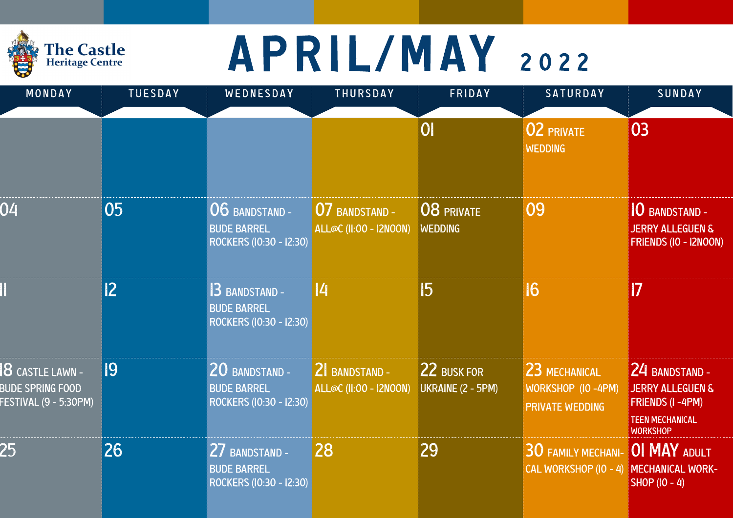The Castle Heritage Centre

# APRIL/MAY 2022

| MONDAY | TUESDAY | WEDNESDAY | THURSDAY | FRIDAY | SATURDAY | SUNDAY |
|---|---|---|---|---|---|---|
| | | | | 01 | 02 PRIVATE WEDDING | 03 |
| 04 | 05 | 06 BANDSTAND - BUDE BARREL ROCKERS (10:30 - 12:30) | 07 BANDSTAND - ALL@C (11:00 - 12NOON) | 08 PRIVATE WEDDING | 09 | 10 BANDSTAND - JERRY ALLEGUEN & FRIENDS (10 - 12NOON) |
| 11 | 12 | 13 BANDSTAND - BUDE BARREL ROCKERS (10:30 - 12:30) | 14 | 15 | 16 | 17 |
| 18 CASTLE LAWN - BUDE SPRING FOOD FESTIVAL (9 - 5:30PM) | 19 | 20 BANDSTAND - BUDE BARREL ROCKERS (10:30 - 12:30) | 21 BANDSTAND - ALL@C (11:00 - 12NOON) | 22 BUSK FOR UKRAINE (2 - 5PM) | 23 MECHANICAL WORKSHOP (10 -4PM) PRIVATE WEDDING | 24 BANDSTAND - JERRY ALLEGUEN & FRIENDS (1 -4PM) TEEN MECHANICAL WORKSHOP |
| 25 | 26 | 27 BANDSTAND - BUDE BARREL ROCKERS (10:30 - 12:30) | 28 | 29 | 30 FAMILY MECHANICAL WORKSHOP (10 - 4) | 01 MAY ADULT MECHANICAL WORKSHOP (10 - 4) |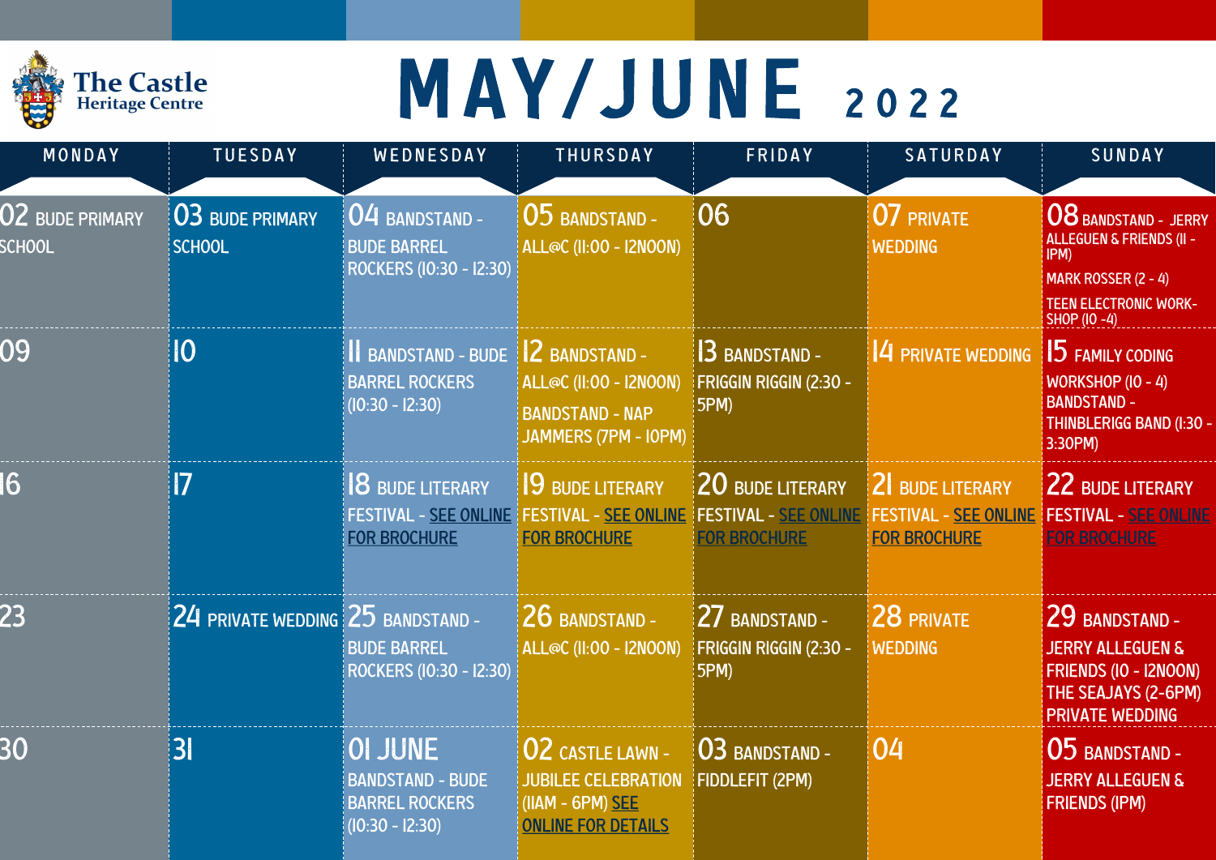The Castle Heritage Centre

# MAY/JUNE 2022

| MONDAY | TUESDAY | WEDNESDAY | THURSDAY | FRIDAY | SATURDAY | SUNDAY |
| --- | --- | --- | --- | --- | --- | --- |
| 02 BUDE PRIMARY SCHOOL | 03 BUDE PRIMARY SCHOOL | 04 BANDSTAND - BUDE BARREL ROCKERS (10:30 - 12:30) | 05 BANDSTAND - ALL@C (11:00 - 12NOON) | 06 | 07 PRIVATE WEDDING | 08 BANDSTAND - JERRY ALLEGUEN & FRIENDS (11 - 1PM) MARK ROSSER (2 - 4) TEEN ELECTRONIC WORKSHOP (10 -4) |
| 09 | 10 | 11 BANDSTAND - BUDE BARREL ROCKERS (10:30 - 12:30) | 12 BANDSTAND - ALL@C (11:00 - 12NOON) BANDSTAND - NAP JAMMERS (7PM - 10PM) | 13 BANDSTAND - FRIGGIN RIGGIN (2:30 - 5PM) | 14 PRIVATE WEDDING | 15 FAMILY CODING WORKSHOP (10 - 4) BANDSTAND - THINBLERIGG BAND (1:30 - 3:30PM) |
| 16 | 17 | 18 BUDE LITERARY FESTIVAL - SEE ONLINE FOR BROCHURE | 19 BUDE LITERARY FESTIVAL - SEE ONLINE FOR BROCHURE | 20 BUDE LITERARY FESTIVAL - SEE ONLINE FOR BROCHURE | 21 BUDE LITERARY FESTIVAL - SEE ONLINE FOR BROCHURE | 22 BUDE LITERARY FESTIVAL - SEE ONLINE FOR BROCHURE |
| 23 | 24 PRIVATE WEDDING | 25 BANDSTAND - BUDE BARREL ROCKERS (10:30 - 12:30) | 26 BANDSTAND - ALL@C (11:00 - 12NOON) | 27 BANDSTAND - FRIGGIN RIGGIN (2:30 - 5PM) | 28 PRIVATE WEDDING | 29 BANDSTAND - JERRY ALLEGUEN & FRIENDS (10 - 12NOON) THE SEAJAYS (2-6PM) PRIVATE WEDDING |
| 30 | 31 | 01 JUNE BANDSTAND - BUDE BARREL ROCKERS (10:30 - 12:30) | 02 CASTLE LAWN - JUBILEE CELEBRATION (11AM - 6PM) SEE ONLINE FOR DETAILS | 03 BANDSTAND - FIDDLEFIT (2PM) | 04 | 05 BANDSTAND - JERRY ALLEGUEN & FRIENDS (1PM) |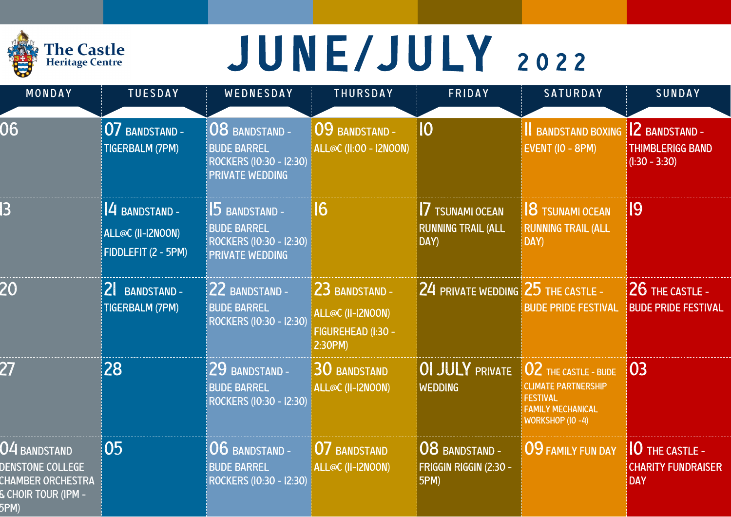# The Castle Heritage Centre

# JUNE/JULY 2022

| MONDAY | TUESDAY | WEDNESDAY | THURSDAY | FRIDAY | SATURDAY | SUNDAY |
|---|---|---|---|---|---|---|
| 06 | 07 BANDSTAND - TIGERBALM (7PM) | 08 BANDSTAND - BUDE BARREL ROCKERS (10:30 - 12:30) PRIVATE WEDDING | 09 BANDSTAND - ALL@C (11:00 - 12NOON) | 10 | 11 BANDSTAND BOXING EVENT (10 - 8PM) | 12 BANDSTAND - THIMBLERIGG BAND (1:30 - 3:30) |
| 13 | 14 BANDSTAND - ALL@C (11-12NOON) FIDDLEFIT (2 - 5PM) | 15 BANDSTAND - BUDE BARREL ROCKERS (10:30 - 12:30) PRIVATE WEDDING | 16 | 17 TSUNAMI OCEAN RUNNING TRAIL (ALL DAY) | 18 TSUNAMI OCEAN RUNNING TRAIL (ALL DAY) | 19 |
| 20 | 21 BANDSTAND - TIGERBALM (7PM) | 22 BANDSTAND - BUDE BARREL ROCKERS (10:30 - 12:30) | 23 BANDSTAND - ALL@C (11-12NOON) FIGUREHEAD (1:30 - 2:30PM) | 24 PRIVATE WEDDING | 25 THE CASTLE - BUDE PRIDE FESTIVAL | 26 THE CASTLE - BUDE PRIDE FESTIVAL |
| 27 | 28 | 29 BANDSTAND - BUDE BARREL ROCKERS (10:30 - 12:30) | 30 BANDSTAND ALL@C (11-12NOON) | 01 JULY PRIVATE WEDDING | 02 THE CASTLE - BUDE CLIMATE PARTNERSHIP FESTIVAL FAMILY MECHANICAL WORKSHOP (10 -4) | 03 |
| 04 BANDSTAND DENSTONE COLLEGE CHAMBER ORCHESTRA & CHOIR TOUR (1PM - 5PM) | 05 | 06 BANDSTAND - BUDE BARREL ROCKERS (10:30 - 12:30) | 07 BANDSTAND ALL@C (11-12NOON) | 08 BANDSTAND - FRIGGIN RIGGIN (2:30 - 5PM) | 09 FAMILY FUN DAY | 10 THE CASTLE - CHARITY FUNDRAISER DAY |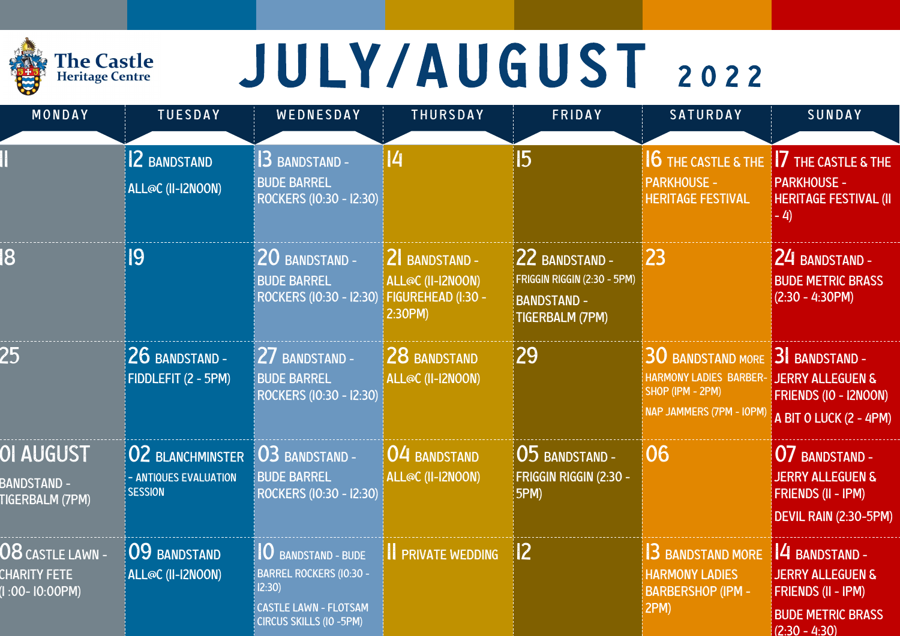The Castle Heritage Centre

# JULY/AUGUST 2022

| MONDAY | TUESDAY | WEDNESDAY | THURSDAY | FRIDAY | SATURDAY | SUNDAY |
|---|---|---|---|---|---|---|
| 11 | 12 BANDSTAND ALL@C (11-12NOON) | 13 BANDSTAND - BUDE BARREL ROCKERS (10:30 - 12:30) | 14 | 15 | 16 THE CASTLE & THE PARKHOUSE - HERITAGE FESTIVAL | 17 THE CASTLE & THE PARKHOUSE - HERITAGE FESTIVAL (11 - 4) |
| 18 | 19 | 20 BANDSTAND - BUDE BARREL ROCKERS (10:30 - 12:30) | 21 BANDSTAND - ALL@C (11-12NOON) FIGUREHEAD (1:30 - 2:30PM) | 22 BANDSTAND - FRIGGIN RIGGIN (2:30 - 5PM) BANDSTAND - TIGERBALM (7PM) | 23 | 24 BANDSTAND - BUDE METRIC BRASS (2:30 - 4:30PM) |
| 25 | 26 BANDSTAND - FIDDLEFIT (2 - 5PM) | 27 BANDSTAND - BUDE BARREL ROCKERS (10:30 - 12:30) | 28 BANDSTAND ALL@C (11-12NOON) | 29 | 30 BANDSTAND MORE HARMONY LADIES BARBER-SHOP (1PM - 2PM) NAP JAMMERS (7PM - 10PM) | 31 BANDSTAND - JERRY ALLEGUEN & FRIENDS (10 - 12NOON) A BIT O LUCK (2 - 4PM) |
| 01 AUGUST BANDSTAND - TIGERBALM (7PM) | 02 BLANCHMINSTER - ANTIQUES EVALUATION SESSION | 03 BANDSTAND - BUDE BARREL ROCKERS (10:30 - 12:30) | 04 BANDSTAND ALL@C (11-12NOON) | 05 BANDSTAND - FRIGGIN RIGGIN (2:30 - 5PM) | 06 | 07 BANDSTAND - JERRY ALLEGUEN & FRIENDS (11 - 1PM) DEVIL RAIN (2:30-5PM) |
| 08 CASTLE LAWN - CHARITY FETE (1 :00- 10:00PM) | 09 BANDSTAND ALL@C (11-12NOON) | 10 BANDSTAND - BUDE BARREL ROCKERS (10:30 - 12:30) CASTLE LAWN - FLOTSAM CIRCUS SKILLS (10 -5PM) | 11 PRIVATE WEDDING | 12 | 13 BANDSTAND MORE HARMONY LADIES BARBERSHOP (1PM - 2PM) | 14 BANDSTAND - JERRY ALLEGUEN & FRIENDS (11 - 1PM) BUDE METRIC BRASS (2:30 - 4:30) |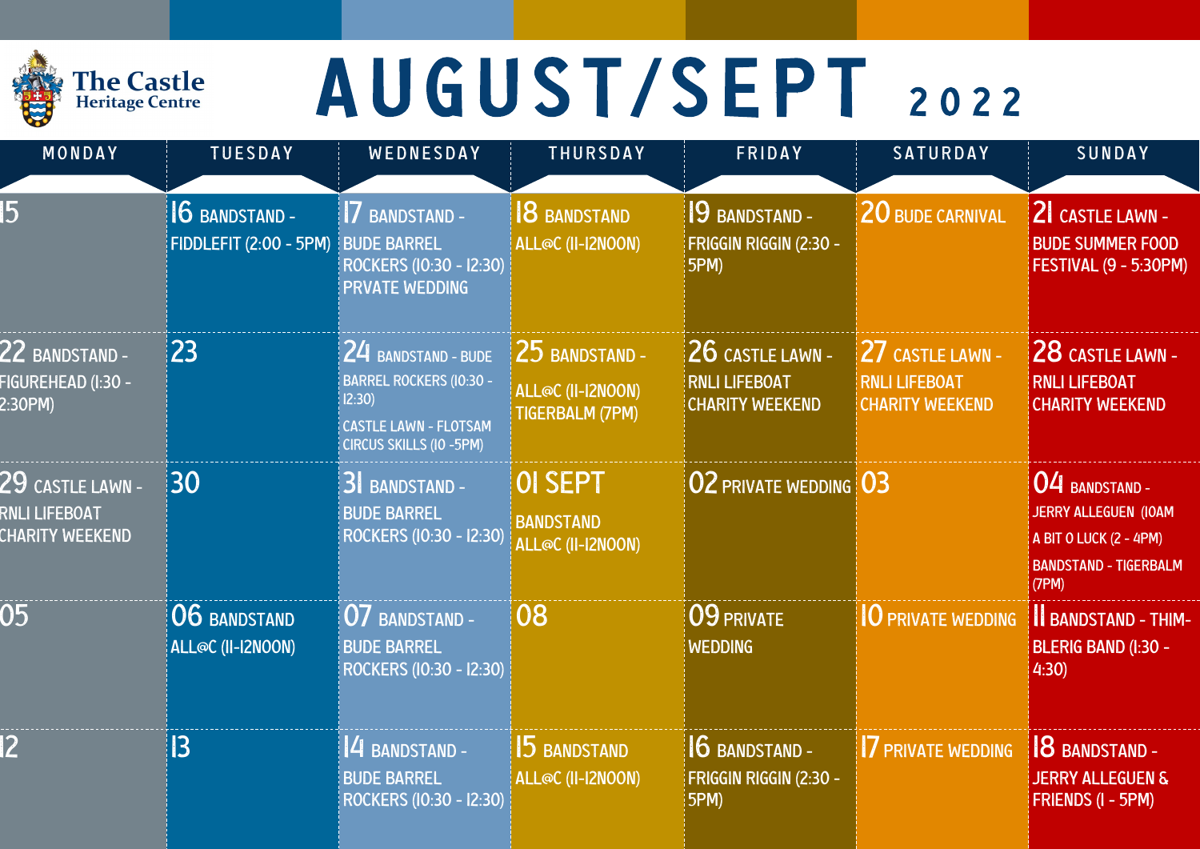The Castle Heritage Centre

# AUGUST/SEPT 2022

| MONDAY | TUESDAY | WEDNESDAY | THURSDAY | FRIDAY | SATURDAY | SUNDAY |
| --- | --- | --- | --- | --- | --- | --- |
| 15 | 16 BANDSTAND - FIDDLEFIT (2:00 - 5PM) | 17 BANDSTAND - BUDE BARREL ROCKERS (10:30 - 12:30) PRVATE WEDDING | 18 BANDSTAND ALL@C (11-12NOON) | 19 BANDSTAND - FRIGGIN RIGGIN (2:30 - 5PM) | 20 BUDE CARNIVAL | 21 CASTLE LAWN - BUDE SUMMER FOOD FESTIVAL (9 - 5:30PM) |
| 22 BANDSTAND - FIGUREHEAD (1:30 - 2:30PM) | 23 | 24 BANDSTAND - BUDE BARREL ROCKERS (10:30 - 12:30) CASTLE LAWN - FLOTSAM CIRCUS SKILLS (10 -5PM) | 25 BANDSTAND - ALL@C (11-12NOON) TIGERBALM (7PM) | 26 CASTLE LAWN - RNLI LIFEBOAT CHARITY WEEKEND | 27 CASTLE LAWN - RNLI LIFEBOAT CHARITY WEEKEND | 28 CASTLE LAWN - RNLI LIFEBOAT CHARITY WEEKEND |
| 29 CASTLE LAWN - RNLI LIFEBOAT CHARITY WEEKEND | 30 | 31 BANDSTAND - BUDE BARREL ROCKERS (10:30 - 12:30) | 01 SEPT BANDSTAND ALL@C (11-12NOON) | 02 PRIVATE WEDDING | 03 | 04 BANDSTAND - JERRY ALLEGUEN (10AM A BIT O LUCK (2 - 4PM) BANDSTAND - TIGERBALM (7PM) |
| 05 | 06 BANDSTAND ALL@C (11-12NOON) | 07 BANDSTAND - BUDE BARREL ROCKERS (10:30 - 12:30) | 08 | 09 PRIVATE WEDDING | 10 PRIVATE WEDDING | 11 BANDSTAND - THIMBLERIG BAND (1:30 - 4:30) |
| 12 | 13 | 14 BANDSTAND - BUDE BARREL ROCKERS (10:30 - 12:30) | 15 BANDSTAND ALL@C (11-12NOON) | 16 BANDSTAND - FRIGGIN RIGGIN (2:30 - 5PM) | 17 PRIVATE WEDDING | 18 BANDSTAND - JERRY ALLEGUEN & FRIENDS (1 - 5PM) |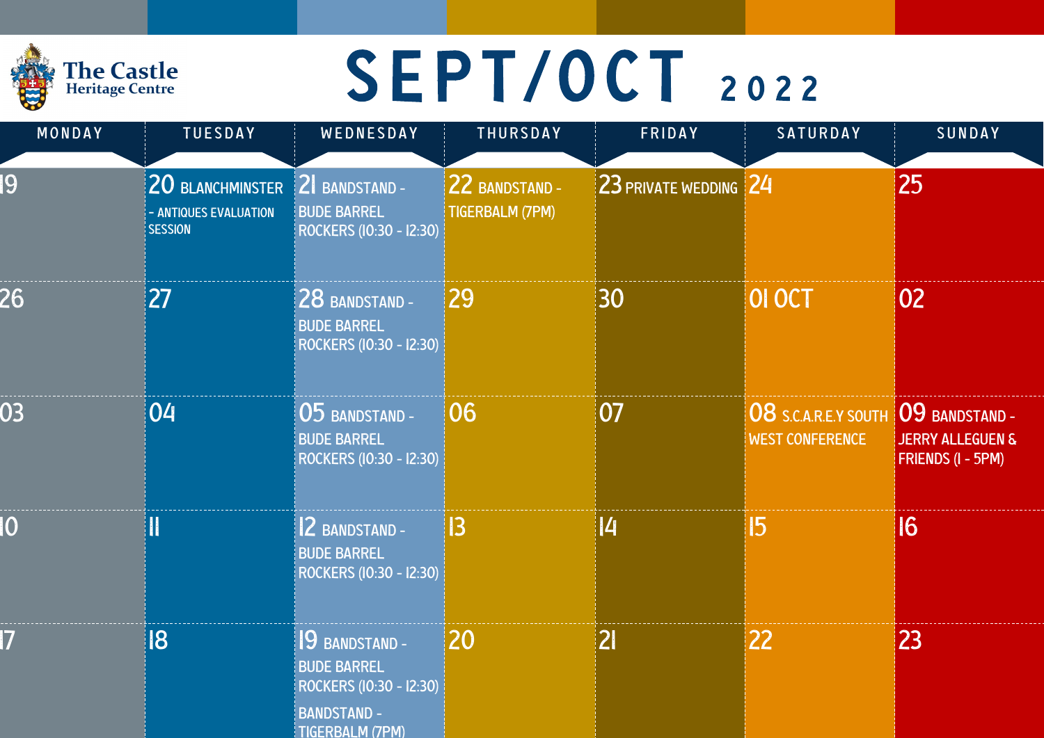The Castle Heritage Centre

# SEPT/OCT 2022

| MONDAY | TUESDAY | WEDNESDAY | THURSDAY | FRIDAY | SATURDAY | SUNDAY |
|---|---|---|---|---|---|---|
| 19 | 20 BLANCHMINSTER - ANTIQUES EVALUATION SESSION | 21 BANDSTAND - BUDE BARREL ROCKERS (10:30 - 12:30) | 22 BANDSTAND - TIGERBALM (7PM) | 23 PRIVATE WEDDING | 24 | 25 |
| 26 | 27 | 28 BANDSTAND - BUDE BARREL ROCKERS (10:30 - 12:30) | 29 | 30 | 01 OCT | 02 |
| 03 | 04 | 05 BANDSTAND - BUDE BARREL ROCKERS (10:30 - 12:30) | 06 | 07 | 08 S.C.A.R.E.Y SOUTH WEST CONFERENCE | 09 BANDSTAND - JERRY ALLEGUEN & FRIENDS (1 - 5PM) |
| 10 | 11 | 12 BANDSTAND - BUDE BARREL ROCKERS (10:30 - 12:30) | 13 | 14 | 15 | 16 |
| 17 | 18 | 19 BANDSTAND - BUDE BARREL ROCKERS (10:30 - 12:30) BANDSTAND - TIGERBALM (7PM) | 20 | 21 | 22 | 23 |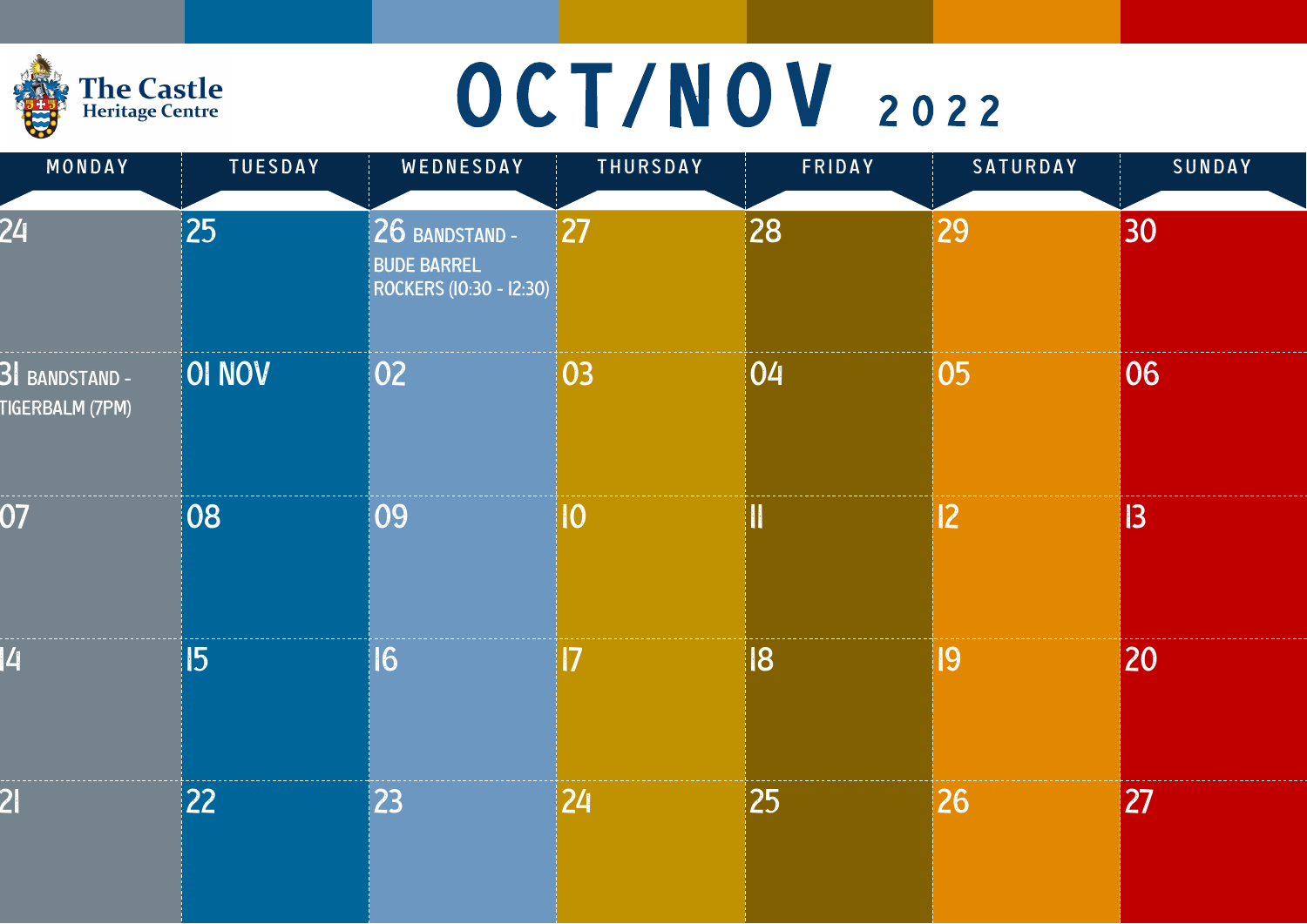The Castle Heritage Centre

# OCT/NOV 2022

| MONDAY | TUESDAY | WEDNESDAY | THURSDAY | FRIDAY | SATURDAY | SUNDAY |
|---|---|---|---|---|---|---|
| 24 | 25 | 26 BANDSTAND - BUDE BARREL ROCKERS (10:30 - 12:30) | 27 | 28 | 29 | 30 |
| 31 BANDSTAND - TIGERBALM (7PM) | 01 NOV | 02 | 03 | 04 | 05 | 06 |
| 07 | 08 | 09 | 10 | 11 | 12 | 13 |
| 14 | 15 | 16 | 17 | 18 | 19 | 20 |
| 21 | 22 | 23 | 24 | 25 | 26 | 27 |